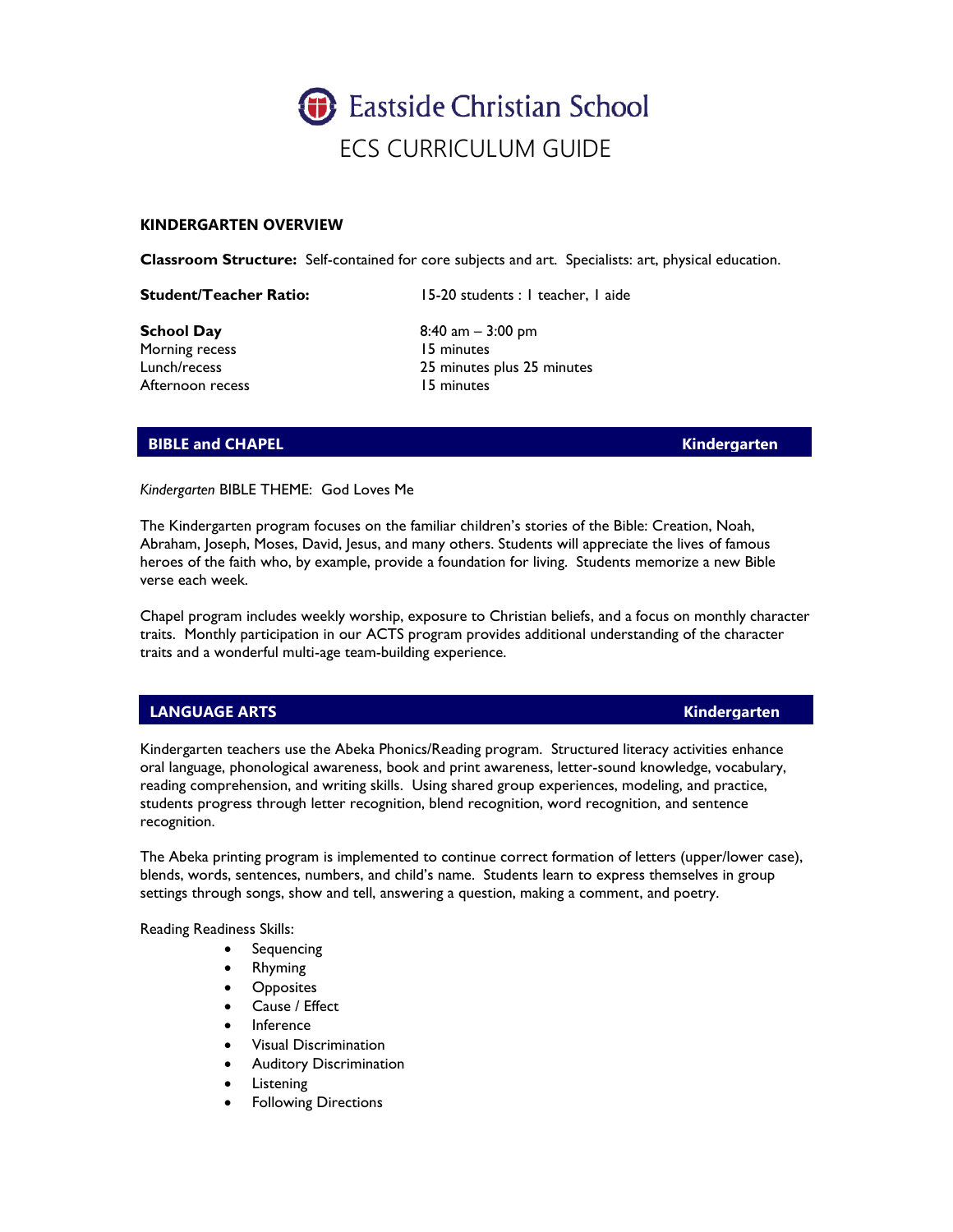# Eastside Christian School

## ECS CURRICULUM GUIDE

### KINDERGARTEN OVERVIEW

**Classroom Structure:** Self-contained for core subjects and art. Specialists: art, physical education.

| | |
|---|---|
| **Student/Teacher Ratio:** | 15-20 students : 1 teacher, 1 aide |
| **School Day** | 8:40 am – 3:00 pm |
| Morning recess | 15 minutes |
| Lunch/recess | 25 minutes plus 25 minutes |
| Afternoon recess | 15 minutes |

### BIBLE and CHAPEL — Kindergarten

*Kindergarten* BIBLE THEME: God Loves Me

The Kindergarten program focuses on the familiar children's stories of the Bible: Creation, Noah, Abraham, Joseph, Moses, David, Jesus, and many others. Students will appreciate the lives of famous heroes of the faith who, by example, provide a foundation for living. Students memorize a new Bible verse each week.

Chapel program includes weekly worship, exposure to Christian beliefs, and a focus on monthly character traits. Monthly participation in our ACTS program provides additional understanding of the character traits and a wonderful multi-age team-building experience.

### LANGUAGE ARTS — Kindergarten

Kindergarten teachers use the Abeka Phonics/Reading program. Structured literacy activities enhance oral language, phonological awareness, book and print awareness, letter-sound knowledge, vocabulary, reading comprehension, and writing skills. Using shared group experiences, modeling, and practice, students progress through letter recognition, blend recognition, word recognition, and sentence recognition.

The Abeka printing program is implemented to continue correct formation of letters (upper/lower case), blends, words, sentences, numbers, and child's name. Students learn to express themselves in group settings through songs, show and tell, answering a question, making a comment, and poetry.

Reading Readiness Skills:

- Sequencing
- Rhyming
- Opposites
- Cause / Effect
- Inference
- Visual Discrimination
- Auditory Discrimination
- Listening
- Following Directions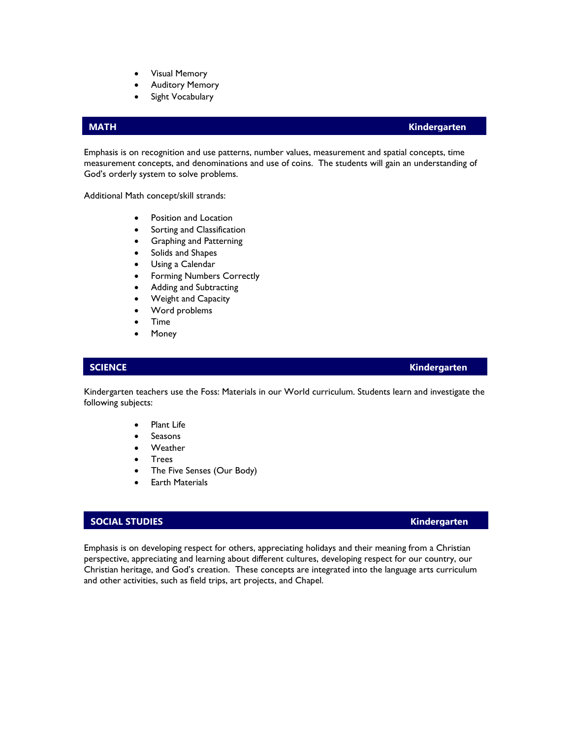- Visual Memory
- Auditory Memory
- Sight Vocabulary

## MATH — Kindergarten

Emphasis is on recognition and use patterns, number values, measurement and spatial concepts, time measurement concepts, and denominations and use of coins. The students will gain an understanding of God's orderly system to solve problems.

Additional Math concept/skill strands:

- Position and Location
- Sorting and Classification
- Graphing and Patterning
- Solids and Shapes
- Using a Calendar
- Forming Numbers Correctly
- Adding and Subtracting
- Weight and Capacity
- Word problems
- Time
- Money

## SCIENCE — Kindergarten

Kindergarten teachers use the Foss: Materials in our World curriculum. Students learn and investigate the following subjects:

- Plant Life
- Seasons
- Weather
- Trees
- The Five Senses (Our Body)
- Earth Materials

## SOCIAL STUDIES — Kindergarten

Emphasis is on developing respect for others, appreciating holidays and their meaning from a Christian perspective, appreciating and learning about different cultures, developing respect for our country, our Christian heritage, and God's creation. These concepts are integrated into the language arts curriculum and other activities, such as field trips, art projects, and Chapel.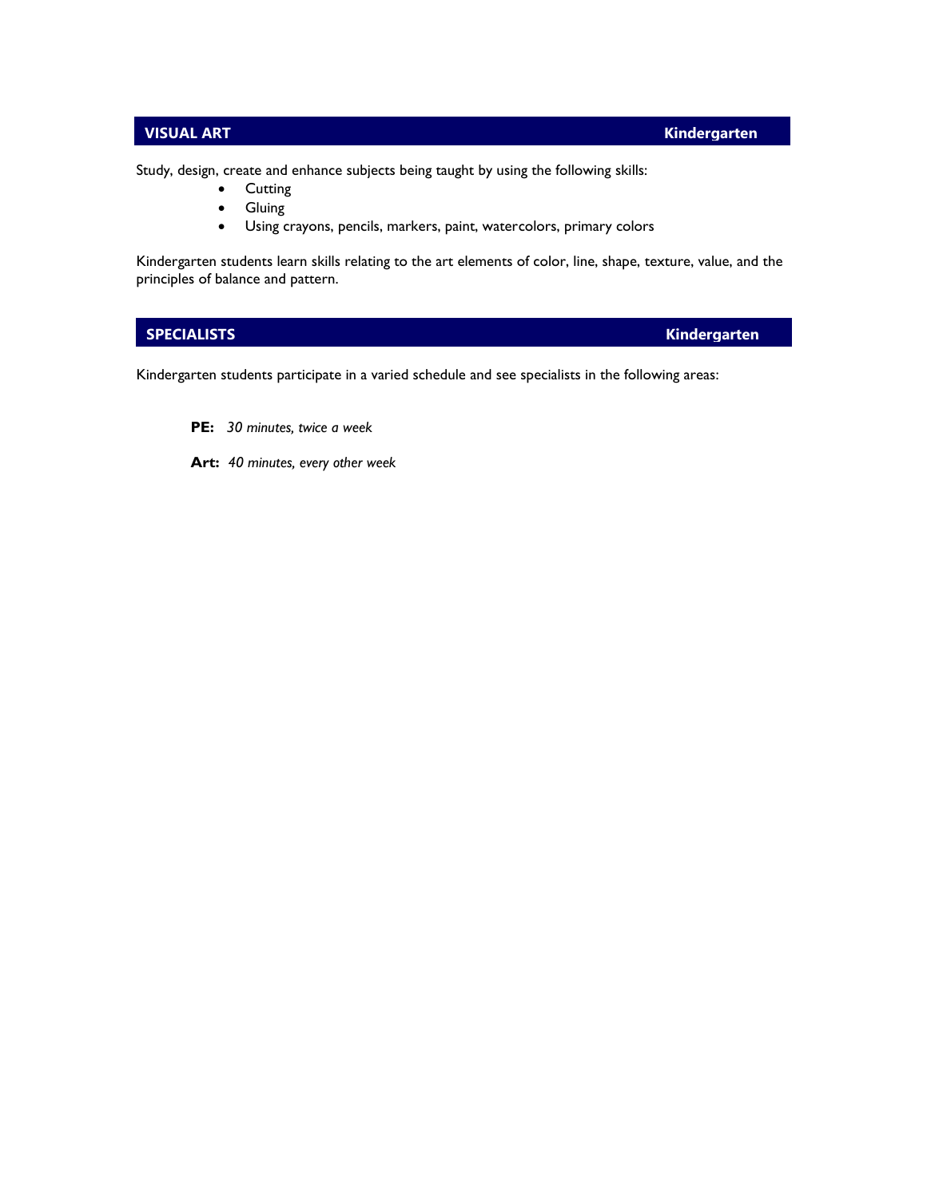## VISUAL ART — Kindergarten

Study, design, create and enhance subjects being taught by using the following skills:

- Cutting
- Gluing
- Using crayons, pencils, markers, paint, watercolors, primary colors

Kindergarten students learn skills relating to the art elements of color, line, shape, texture, value, and the principles of balance and pattern.

## SPECIALISTS — Kindergarten

Kindergarten students participate in a varied schedule and see specialists in the following areas:

**PE:** *30 minutes, twice a week*

**Art:** *40 minutes, every other week*